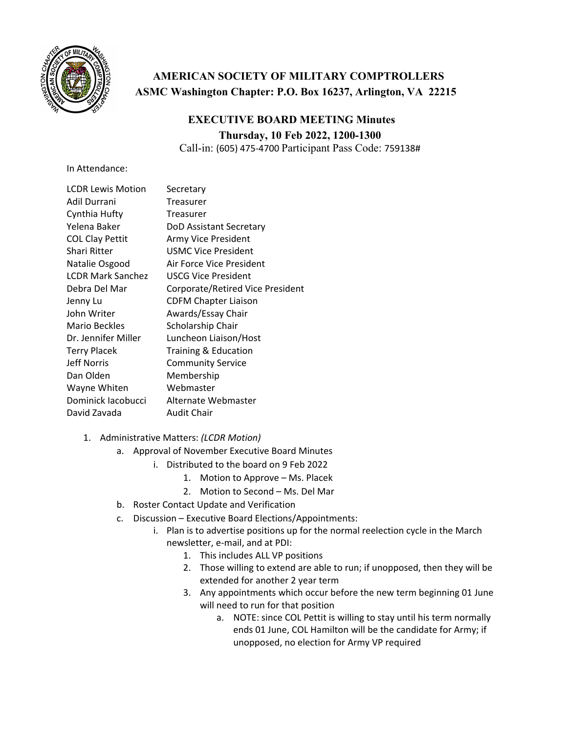# AMERICAN SOCIETY OF MILITARY COMPTROLLERS

## ASMC Washington Chapter: P.O. Box 16237, Arlington, VA 22215

### EXECUTIVE BOARD MEETING Minutes

**Thursday, 10 Feb 2022, 1200-1300**

Call-in: (605) 475-4700 Participant Pass Code: 759138#

In Attendance:

| | |
|---|---|
| LCDR Lewis Motion | Secretary |
| Adil Durrani | Treasurer |
| Cynthia Hufty | Treasurer |
| Yelena Baker | DoD Assistant Secretary |
| COL Clay Pettit | Army Vice President |
| Shari Ritter | USMC Vice President |
| Natalie Osgood | Air Force Vice President |
| LCDR Mark Sanchez | USCG Vice President |
| Debra Del Mar | Corporate/Retired Vice President |
| Jenny Lu | CDFM Chapter Liaison |
| John Writer | Awards/Essay Chair |
| Mario Beckles | Scholarship Chair |
| Dr. Jennifer Miller | Luncheon Liaison/Host |
| Terry Placek | Training & Education |
| Jeff Norris | Community Service |
| Dan Olden | Membership |
| Wayne Whiten | Webmaster |
| Dominick Iacobucci | Alternate Webmaster |
| David Zavada | Audit Chair |

1. Administrative Matters: *(LCDR Motion)*
   a. Approval of November Executive Board Minutes
      i. Distributed to the board on 9 Feb 2022
         1. Motion to Approve – Ms. Placek
         2. Motion to Second – Ms. Del Mar
   b. Roster Contact Update and Verification
   c. Discussion – Executive Board Elections/Appointments:
      i. Plan is to advertise positions up for the normal reelection cycle in the March newsletter, e-mail, and at PDI:
         1. This includes ALL VP positions
         2. Those willing to extend are able to run; if unopposed, then they will be extended for another 2 year term
         3. Any appointments which occur before the new term beginning 01 June will need to run for that position
            a. NOTE: since COL Pettit is willing to stay until his term normally ends 01 June, COL Hamilton will be the candidate for Army; if unopposed, no election for Army VP required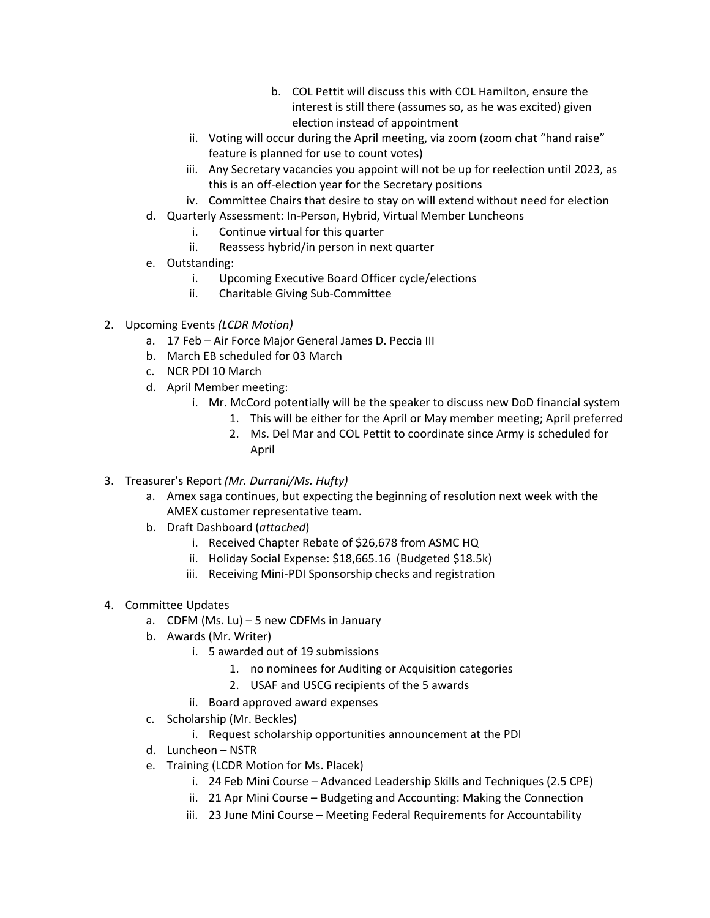b. COL Pettit will discuss this with COL Hamilton, ensure the interest is still there (assumes so, as he was excited) given election instead of appointment

   ii. Voting will occur during the April meeting, via zoom (zoom chat "hand raise" feature is planned for use to count votes)
   iii. Any Secretary vacancies you appoint will not be up for reelection until 2023, as this is an off-election year for the Secretary positions
   iv. Committee Chairs that desire to stay on will extend without need for election

d. Quarterly Assessment: In-Person, Hybrid, Virtual Member Luncheons
   i. Continue virtual for this quarter
   ii. Reassess hybrid/in person in next quarter
e. Outstanding:
   i. Upcoming Executive Board Officer cycle/elections
   ii. Charitable Giving Sub-Committee

2. Upcoming Events *(LCDR Motion)*
   a. 17 Feb – Air Force Major General James D. Peccia III
   b. March EB scheduled for 03 March
   c. NCR PDI 10 March
   d. April Member meeting:
      i. Mr. McCord potentially will be the speaker to discuss new DoD financial system
         1. This will be either for the April or May member meeting; April preferred
         2. Ms. Del Mar and COL Pettit to coordinate since Army is scheduled for April

3. Treasurer's Report *(Mr. Durrani/Ms. Hufty)*
   a. Amex saga continues, but expecting the beginning of resolution next week with the AMEX customer representative team.
   b. Draft Dashboard (*attached*)
      i. Received Chapter Rebate of $26,678 from ASMC HQ
      ii. Holiday Social Expense: $18,665.16 (Budgeted $18.5k)
      iii. Receiving Mini-PDI Sponsorship checks and registration

4. Committee Updates
   a. CDFM (Ms. Lu) – 5 new CDFMs in January
   b. Awards (Mr. Writer)
      i. 5 awarded out of 19 submissions
         1. no nominees for Auditing or Acquisition categories
         2. USAF and USCG recipients of the 5 awards
      ii. Board approved award expenses
   c. Scholarship (Mr. Beckles)
      i. Request scholarship opportunities announcement at the PDI
   d. Luncheon – NSTR
   e. Training (LCDR Motion for Ms. Placek)
      i. 24 Feb Mini Course – Advanced Leadership Skills and Techniques (2.5 CPE)
      ii. 21 Apr Mini Course – Budgeting and Accounting: Making the Connection
      iii. 23 June Mini Course – Meeting Federal Requirements for Accountability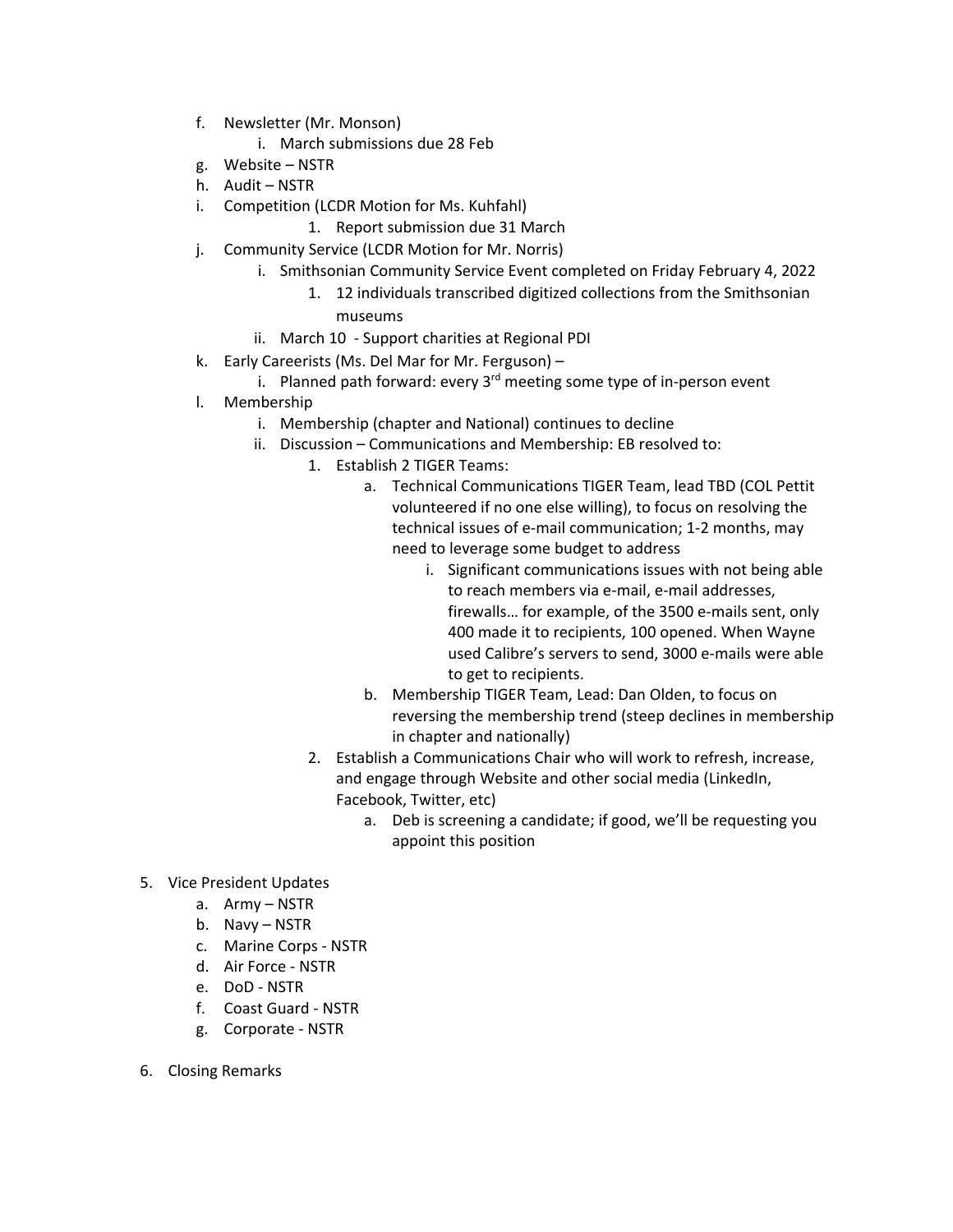f. Newsletter (Mr. Monson)
    i. March submissions due 28 Feb
g. Website – NSTR
h. Audit – NSTR
i. Competition (LCDR Motion for Ms. Kuhfahl)
    1. Report submission due 31 March
j. Community Service (LCDR Motion for Mr. Norris)
    i. Smithsonian Community Service Event completed on Friday February 4, 2022
        1. 12 individuals transcribed digitized collections from the Smithsonian museums
    ii. March 10 - Support charities at Regional PDI
k. Early Careerists (Ms. Del Mar for Mr. Ferguson) –
    i. Planned path forward: every 3rd meeting some type of in-person event
l. Membership
    i. Membership (chapter and National) continues to decline
    ii. Discussion – Communications and Membership: EB resolved to:
        1. Establish 2 TIGER Teams:
            a. Technical Communications TIGER Team, lead TBD (COL Pettit volunteered if no one else willing), to focus on resolving the technical issues of e-mail communication; 1-2 months, may need to leverage some budget to address
                i. Significant communications issues with not being able to reach members via e-mail, e-mail addresses, firewalls… for example, of the 3500 e-mails sent, only 400 made it to recipients, 100 opened. When Wayne used Calibre's servers to send, 3000 e-mails were able to get to recipients.
            b. Membership TIGER Team, Lead: Dan Olden, to focus on reversing the membership trend (steep declines in membership in chapter and nationally)
        2. Establish a Communications Chair who will work to refresh, increase, and engage through Website and other social media (LinkedIn, Facebook, Twitter, etc)
            a. Deb is screening a candidate; if good, we'll be requesting you appoint this position

5. Vice President Updates
    a. Army – NSTR
    b. Navy – NSTR
    c. Marine Corps - NSTR
    d. Air Force - NSTR
    e. DoD - NSTR
    f. Coast Guard - NSTR
    g. Corporate - NSTR

6. Closing Remarks